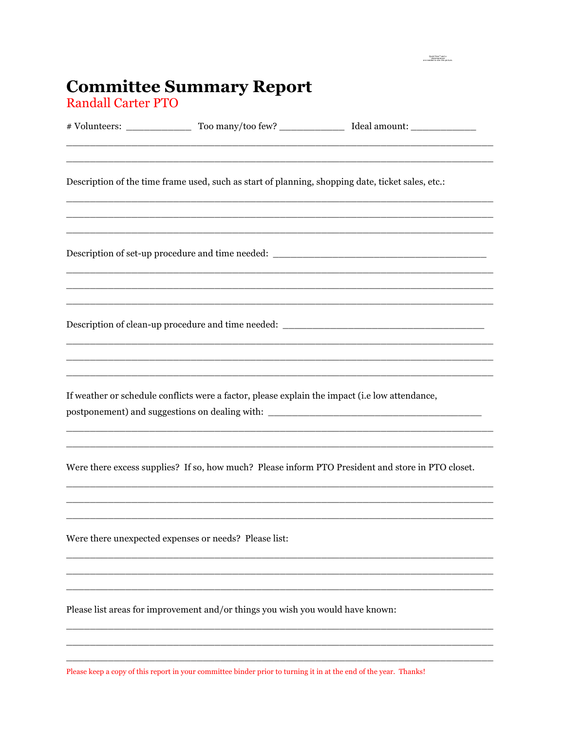# Committee Summary Report

Randall Carter PTO

# Volunteers: ____________ Too many/too few? ____________ Ideal amount: ____________

_______________________________________________________________________________

_______________________________________________________________________________

Description of the time frame used, such as start of planning, shopping date, ticket sales, etc.:

_______________________________________________________________________________

_______________________________________________________________________________

_______________________________________________________________________________

Description of set-up procedure and time needed: ________________________________________

_______________________________________________________________________________

_______________________________________________________________________________

_______________________________________________________________________________

Description of clean-up procedure and time needed: ______________________________________

_______________________________________________________________________________

_______________________________________________________________________________

_______________________________________________________________________________

If weather or schedule conflicts were a factor, please explain the impact (i.e low attendance, postponement) and suggestions on dealing with: ________________________________________

_______________________________________________________________________________

_______________________________________________________________________________

Were there excess supplies? If so, how much? Please inform PTO President and store in PTO closet.

_______________________________________________________________________________

_______________________________________________________________________________

_______________________________________________________________________________

Were there unexpected expenses or needs? Please list:

_______________________________________________________________________________

_______________________________________________________________________________

_______________________________________________________________________________

Please list areas for improvement and/or things you wish you would have known:

_______________________________________________________________________________

_______________________________________________________________________________

_______________________________________________________________________________

Please keep a copy of this report in your committee binder prior to turning it in at the end of the year. Thanks!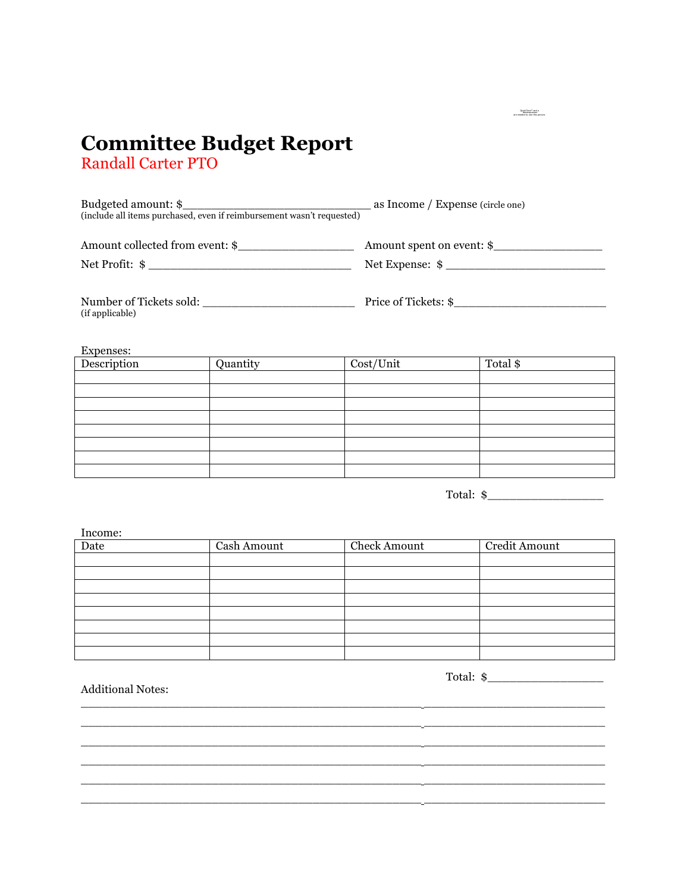# Committee Budget Report

Randall Carter PTO

Budgeted amount: $_____________________________ as Income / Expense (circle one)
(include all items purchased, even if reimbursement wasn't requested)

Amount collected from event: $__________________ Amount spent on event: $_________________

Net Profit: $ ________________________________ Net Expense: $ _________________________

Number of Tickets sold: ________________________ Price of Tickets: $_______________________
(if applicable)

Expenses:

| Description | Quantity | Cost/Unit | Total $ |
|---|---|---|---|
| | | | |
| | | | |
| | | | |
| | | | |
| | | | |
| | | | |
| | | | |
| | | | |

Total: $__________________

Income:

| Date | Cash Amount | Check Amount | Credit Amount |
|---|---|---|---|
| | | | |
| | | | |
| | | | |
| | | | |
| | | | |
| | | | |
| | | | |
| | | | |

Total: $__________________

Additional Notes:

_____________________________________________________________________________________

_____________________________________________________________________________________

_____________________________________________________________________________________

_____________________________________________________________________________________

_____________________________________________________________________________________

_____________________________________________________________________________________